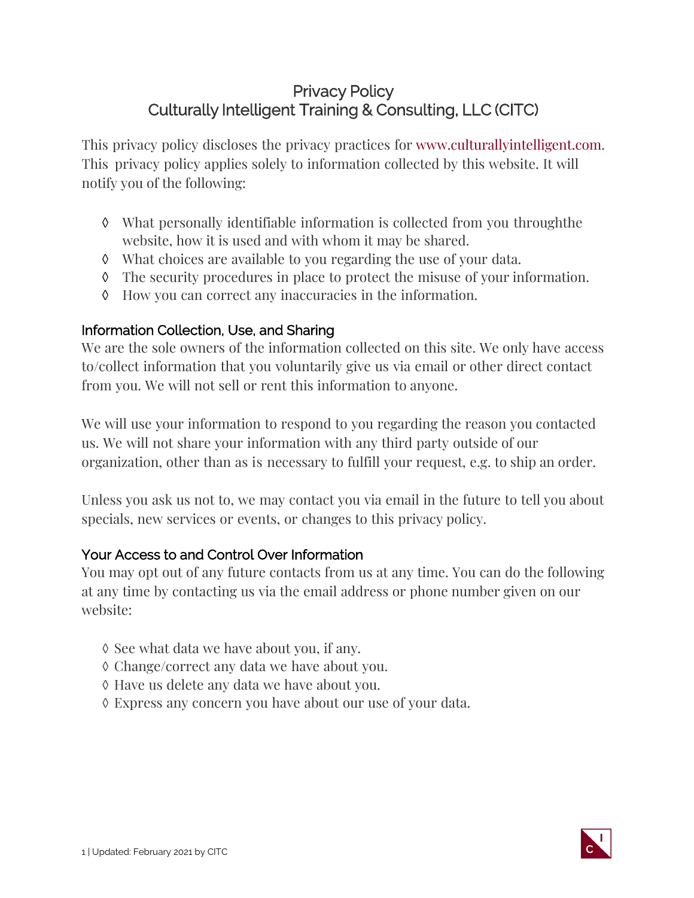# Privacy Policy
# Culturally Intelligent Training & Consulting, LLC (CITC)

This privacy policy discloses the privacy practices for www.culturallyintelligent.com. This privacy policy applies solely to information collected by this website. It will notify you of the following:

- ◊ What personally identifiable information is collected from you throughthe website, how it is used and with whom it may be shared.
- ◊ What choices are available to you regarding the use of your data.
- ◊ The security procedures in place to protect the misuse of your information.
- ◊ How you can correct any inaccuracies in the information.

## Information Collection, Use, and Sharing

We are the sole owners of the information collected on this site. We only have access to/collect information that you voluntarily give us via email or other direct contact from you. We will not sell or rent this information to anyone.

We will use your information to respond to you regarding the reason you contacted us. We will not share your information with any third party outside of our organization, other than as is necessary to fulfill your request, e.g. to ship an order.

Unless you ask us not to, we may contact you via email in the future to tell you about specials, new services or events, or changes to this privacy policy.

## Your Access to and Control Over Information

You may opt out of any future contacts from us at any time. You can do the following at any time by contacting us via the email address or phone number given on our website:

- ◊ See what data we have about you, if any.
- ◊ Change/correct any data we have about you.
- ◊ Have us delete any data we have about you.
- ◊ Express any concern you have about our use of your data.

Updated: February 2021 by CITC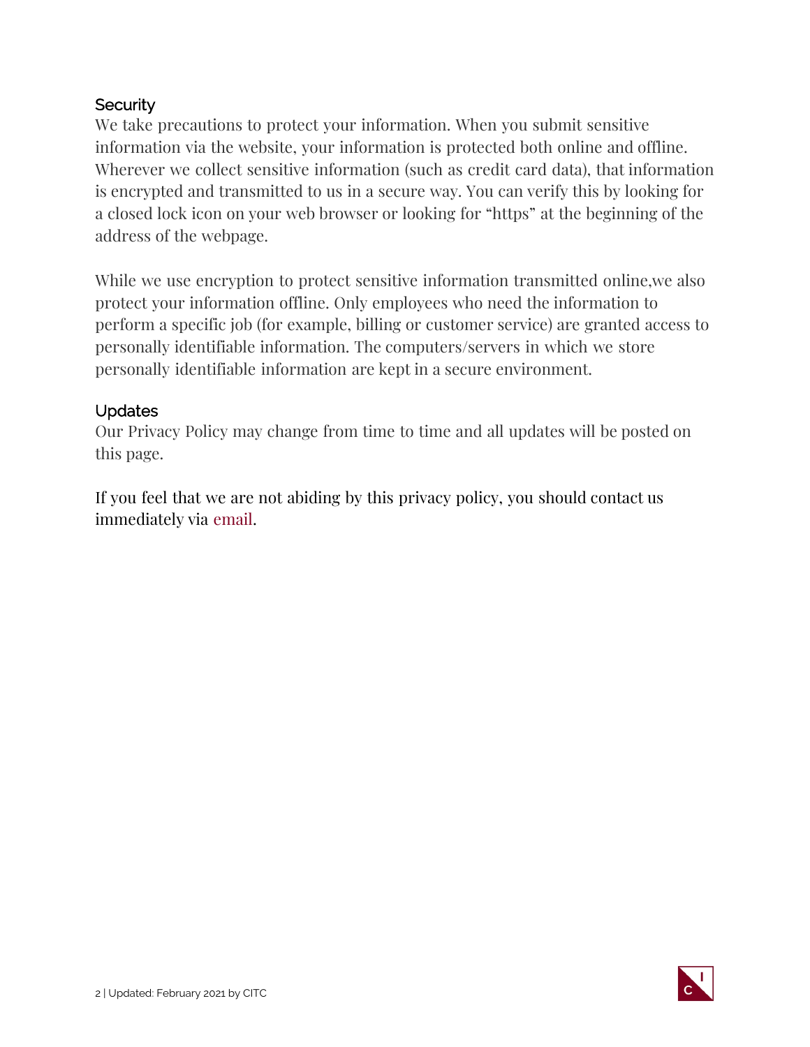## Security

We take precautions to protect your information. When you submit sensitive information via the website, your information is protected both online and offline. Wherever we collect sensitive information (such as credit card data), that information is encrypted and transmitted to us in a secure way. You can verify this by looking for a closed lock icon on your web browser or looking for "https" at the beginning of the address of the webpage.

While we use encryption to protect sensitive information transmitted online,we also protect your information offline. Only employees who need the information to perform a specific job (for example, billing or customer service) are granted access to personally identifiable information. The computers/servers in which we store personally identifiable information are kept in a secure environment.

## Updates

Our Privacy Policy may change from time to time and all updates will be posted on this page.

If you feel that we are not abiding by this privacy policy, you should contact us immediately via email.